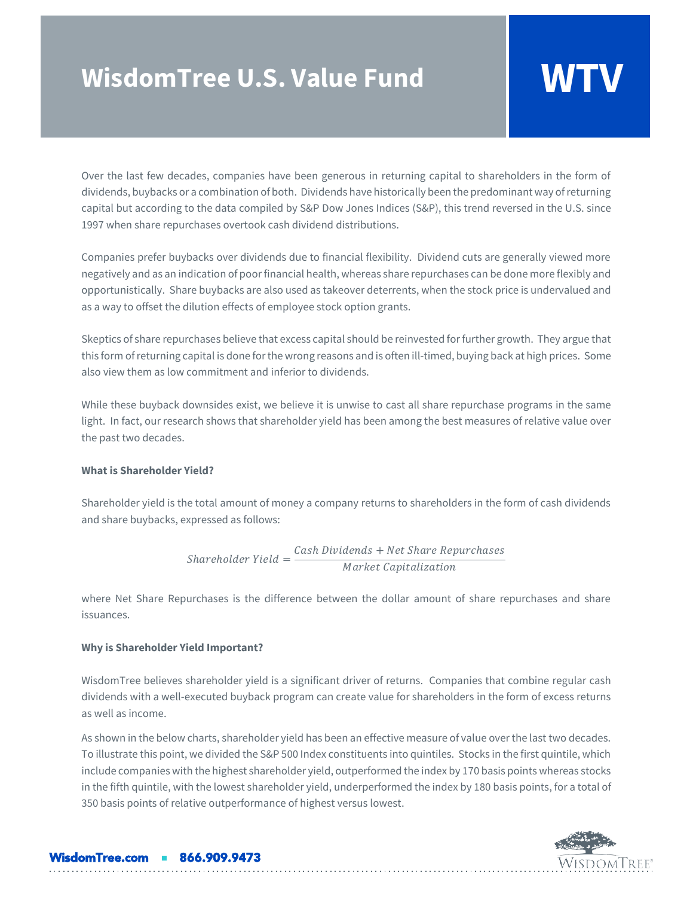# WisdomTree U.S. Value Fund

# WTV

Over the last few decades, companies have been generous in returning capital to shareholders in the form of dividends, buybacks or a combination of both. Dividends have historically been the predominant way of returning capital but according to the data compiled by S&P Dow Jones Indices (S&P), this trend reversed in the U.S. since 1997 when share repurchases overtook cash dividend distributions.

Companies prefer buybacks over dividends due to financial flexibility. Dividend cuts are generally viewed more negatively and as an indication of poor financial health, whereas share repurchases can be done more flexibly and opportunistically. Share buybacks are also used as takeover deterrents, when the stock price is undervalued and as a way to offset the dilution effects of employee stock option grants.

Skeptics of share repurchases believe that excess capital should be reinvested for further growth. They argue that this form of returning capital is done for the wrong reasons and is often ill-timed, buying back at high prices. Some also view them as low commitment and inferior to dividends.

While these buyback downsides exist, we believe it is unwise to cast all share repurchase programs in the same light. In fact, our research shows that shareholder yield has been among the best measures of relative value over the past two decades.

**What is Shareholder Yield?**

Shareholder yield is the total amount of money a company returns to shareholders in the form of cash dividends and share buybacks, expressed as follows:

$$Shareholder\ Yield = \frac{Cash\ Dividends + Net\ Share\ Repurchases}{Market\ Capitalization}$$

where Net Share Repurchases is the difference between the dollar amount of share repurchases and share issuances.

**Why is Shareholder Yield Important?**

WisdomTree believes shareholder yield is a significant driver of returns. Companies that combine regular cash dividends with a well-executed buyback program can create value for shareholders in the form of excess returns as well as income.

As shown in the below charts, shareholder yield has been an effective measure of value over the last two decades. To illustrate this point, we divided the S&P 500 Index constituents into quintiles. Stocks in the first quintile, which include companies with the highest shareholder yield, outperformed the index by 170 basis points whereas stocks in the fifth quintile, with the lowest shareholder yield, underperformed the index by 180 basis points, for a total of 350 basis points of relative outperformance of highest versus lowest.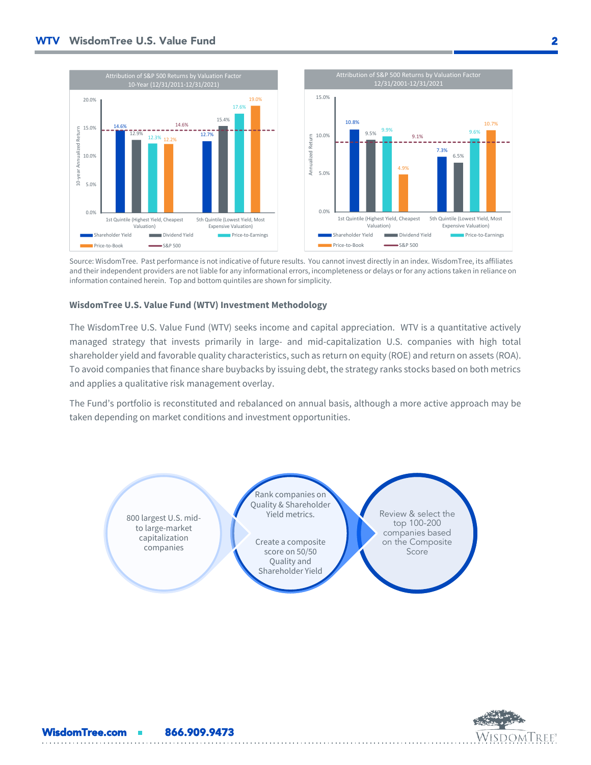**Attribution of S&P 500 Returns by Valuation Factor 10-Year (12/31/2011-12/31/2021)**

| 10-year Annualized Return | Shareholder Yield | Dividend Yield | Price-to-Earnings | Price-to-Book |
|---|---|---|---|---|
| 1st Quintile (Highest Yield, Cheapest Valuation) | 14.6% | 12.9% | 12.3% | 12.2% |
| 5th Quintile (Lowest Yield, Most Expensive Valuation) | 12.7% | 15.4% | 17.6% | 19.0% |

S&P 500: 14.6%

**Attribution of S&P 500 Returns by Valuation Factor 12/31/2001-12/31/2021**

| Annualized Return | Shareholder Yield | Dividend Yield | Price-to-Earnings | Price-to-Book |
|---|---|---|---|---|
| 1st Quintile (Highest Yield, Cheapest Valuation) | 10.8% | 9.5% | 9.9% | 4.9% |
| 5th Quintile (Lowest Yield, Most Expensive Valuation) | 7.3% | 6.5% | 9.6% | 10.7% |

S&P 500: 9.1%

Source: WisdomTree. Past performance is not indicative of future results. You cannot invest directly in an index. WisdomTree, its affiliates and their independent providers are not liable for any informational errors, incompleteness or delays or for any actions taken in reliance on information contained herein. Top and bottom quintiles are shown for simplicity.

### WisdomTree U.S. Value Fund (WTV) Investment Methodology

The WisdomTree U.S. Value Fund (WTV) seeks income and capital appreciation. WTV is a quantitative actively managed strategy that invests primarily in large- and mid-capitalization U.S. companies with high total shareholder yield and favorable quality characteristics, such as return on equity (ROE) and return on assets (ROA). To avoid companies that finance share buybacks by issuing debt, the strategy ranks stocks based on both metrics and applies a qualitative risk management overlay.

The Fund's portfolio is reconstituted and rebalanced on annual basis, although a more active approach may be taken depending on market conditions and investment opportunities.

800 largest U.S. mid- to large-market capitalization companies

Rank companies on Quality & Shareholder Yield metrics.

Create a composite score on 50/50 Quality and Shareholder Yield

Review & select the top 100-200 companies based on the Composite Score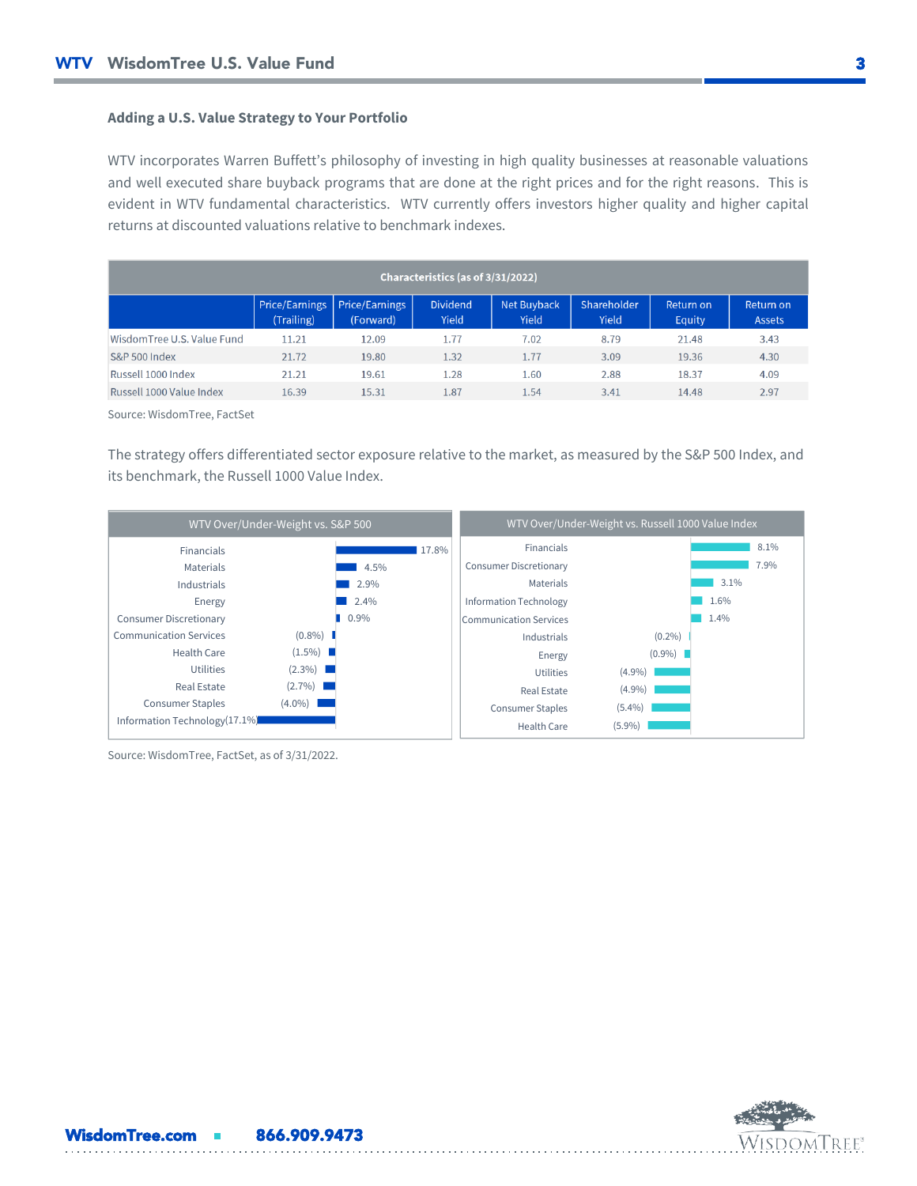### Adding a U.S. Value Strategy to Your Portfolio

WTV incorporates Warren Buffett's philosophy of investing in high quality businesses at reasonable valuations and well executed share buyback programs that are done at the right prices and for the right reasons. This is evident in WTV fundamental characteristics. WTV currently offers investors higher quality and higher capital returns at discounted valuations relative to benchmark indexes.

| Characteristics (as of 3/31/2022) | | | | | | | |
|---|---|---|---|---|---|---|---|
| | Price/Earnings (Trailing) | Price/Earnings (Forward) | Dividend Yield | Net Buyback Yield | Shareholder Yield | Return on Equity | Return on Assets |
| WisdomTree U.S. Value Fund | 11.21 | 12.09 | 1.77 | 7.02 | 8.79 | 21.48 | 3.43 |
| S&P 500 Index | 21.72 | 19.80 | 1.32 | 1.77 | 3.09 | 19.36 | 4.30 |
| Russell 1000 Index | 21.21 | 19.61 | 1.28 | 1.60 | 2.88 | 18.37 | 4.09 |
| Russell 1000 Value Index | 16.39 | 15.31 | 1.87 | 1.54 | 3.41 | 14.48 | 2.97 |

Source: WisdomTree, FactSet

The strategy offers differentiated sector exposure relative to the market, as measured by the S&P 500 Index, and its benchmark, the Russell 1000 Value Index.

| WTV Over/Under-Weight vs. S&P 500 | |
|---|---|
| Financials | 17.8% |
| Materials | 4.5% |
| Industrials | 2.9% |
| Energy | 2.4% |
| Consumer Discretionary | 0.9% |
| Communication Services | (0.8%) |
| Health Care | (1.5%) |
| Utilities | (2.3%) |
| Real Estate | (2.7%) |
| Consumer Staples | (4.0%) |
| Information Technology | (17.1%) |

| WTV Over/Under-Weight vs. Russell 1000 Value Index | |
|---|---|
| Financials | 8.1% |
| Consumer Discretionary | 7.9% |
| Materials | 3.1% |
| Information Technology | 1.6% |
| Communication Services | 1.4% |
| Industrials | (0.2%) |
| Energy | (0.9%) |
| Utilities | (4.9%) |
| Real Estate | (4.9%) |
| Consumer Staples | (5.4%) |
| Health Care | (5.9%) |

Source: WisdomTree, FactSet, as of 3/31/2022.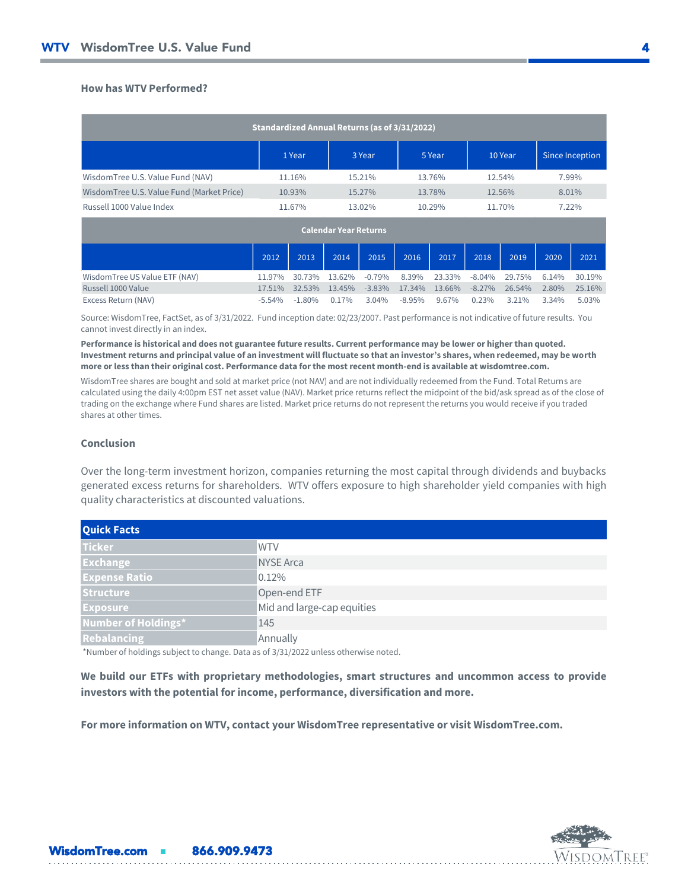### How has WTV Performed?

| Standardized Annual Returns (as of 3/31/2022) | | | | | |
|---|---|---|---|---|---|
| | 1 Year | 3 Year | 5 Year | 10 Year | Since Inception |
| WisdomTree U.S. Value Fund (NAV) | 11.16% | 15.21% | 13.76% | 12.54% | 7.99% |
| WisdomTree U.S. Value Fund (Market Price) | 10.93% | 15.27% | 13.78% | 12.56% | 8.01% |
| Russell 1000 Value Index | 11.67% | 13.02% | 10.29% | 11.70% | 7.22% |

| Calendar Year Returns | | | | | | | | | | |
|---|---|---|---|---|---|---|---|---|---|---|
| | 2012 | 2013 | 2014 | 2015 | 2016 | 2017 | 2018 | 2019 | 2020 | 2021 |
| WisdomTree US Value ETF (NAV) | 11.97% | 30.73% | 13.62% | -0.79% | 8.39% | 23.33% | -8.04% | 29.75% | 6.14% | 30.19% |
| Russell 1000 Value | 17.51% | 32.53% | 13.45% | -3.83% | 17.34% | 13.66% | -8.27% | 26.54% | 2.80% | 25.16% |
| Excess Return (NAV) | -5.54% | -1.80% | 0.17% | 3.04% | -8.95% | 9.67% | 0.23% | 3.21% | 3.34% | 5.03% |

Source: WisdomTree, FactSet, as of 3/31/2022. Fund inception date: 02/23/2007. Past performance is not indicative of future results. You cannot invest directly in an index.

**Performance is historical and does not guarantee future results. Current performance may be lower or higher than quoted. Investment returns and principal value of an investment will fluctuate so that an investor's shares, when redeemed, may be worth more or less than their original cost. Performance data for the most recent month-end is available at wisdomtree.com.**

WisdomTree shares are bought and sold at market price (not NAV) and are not individually redeemed from the Fund. Total Returns are calculated using the daily 4:00pm EST net asset value (NAV). Market price returns reflect the midpoint of the bid/ask spread as of the close of trading on the exchange where Fund shares are listed. Market price returns do not represent the returns you would receive if you traded shares at other times.

### Conclusion

Over the long-term investment horizon, companies returning the most capital through dividends and buybacks generated excess returns for shareholders. WTV offers exposure to high shareholder yield companies with high quality characteristics at discounted valuations.

| Quick Facts | |
|---|---|
| Ticker | WTV |
| Exchange | NYSE Arca |
| Expense Ratio | 0.12% |
| Structure | Open-end ETF |
| Exposure | Mid and large-cap equities |
| Number of Holdings* | 145 |
| Rebalancing | Annually |

*Number of holdings subject to change. Data as of 3/31/2022 unless otherwise noted.

**We build our ETFs with proprietary methodologies, smart structures and uncommon access to provide investors with the potential for income, performance, diversification and more.**

**For more information on WTV, contact your WisdomTree representative or visit WisdomTree.com.**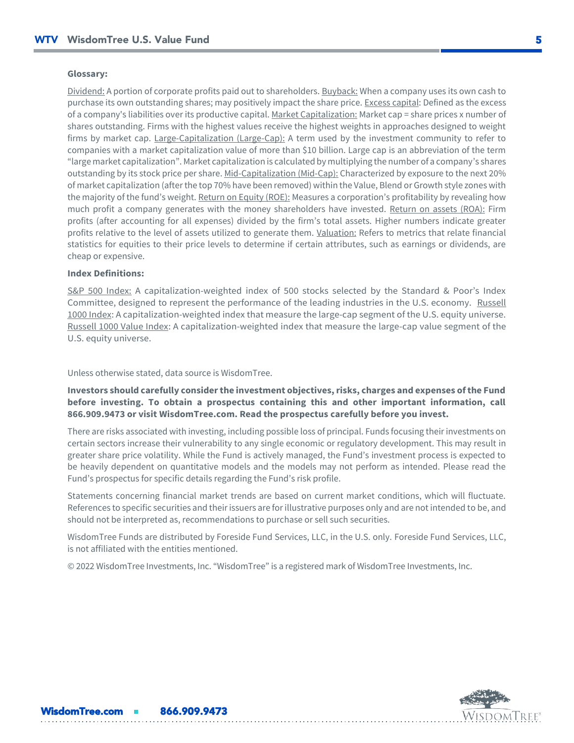**Glossary:**

Dividend: A portion of corporate profits paid out to shareholders. Buyback: When a company uses its own cash to purchase its own outstanding shares; may positively impact the share price. Excess capital: Defined as the excess of a company's liabilities over its productive capital. Market Capitalization: Market cap = share prices x number of shares outstanding. Firms with the highest values receive the highest weights in approaches designed to weight firms by market cap. Large-Capitalization (Large-Cap): A term used by the investment community to refer to companies with a market capitalization value of more than $10 billion. Large cap is an abbreviation of the term “large market capitalization”. Market capitalization is calculated by multiplying the number of a company’s shares outstanding by its stock price per share. Mid-Capitalization (Mid-Cap): Characterized by exposure to the next 20% of market capitalization (after the top 70% have been removed) within the Value, Blend or Growth style zones with the majority of the fund’s weight. Return on Equity (ROE): Measures a corporation’s profitability by revealing how much profit a company generates with the money shareholders have invested. Return on assets (ROA): Firm profits (after accounting for all expenses) divided by the firm’s total assets. Higher numbers indicate greater profits relative to the level of assets utilized to generate them. Valuation: Refers to metrics that relate financial statistics for equities to their price levels to determine if certain attributes, such as earnings or dividends, are cheap or expensive.

**Index Definitions:**

S&P 500 Index: A capitalization-weighted index of 500 stocks selected by the Standard & Poor’s Index Committee, designed to represent the performance of the leading industries in the U.S. economy. Russell 1000 Index: A capitalization-weighted index that measure the large-cap segment of the U.S. equity universe. Russell 1000 Value Index: A capitalization-weighted index that measure the large-cap value segment of the U.S. equity universe.

Unless otherwise stated, data source is WisdomTree.

**Investors should carefully consider the investment objectives, risks, charges and expenses of the Fund before investing. To obtain a prospectus containing this and other important information, call 866.909.9473 or visit WisdomTree.com. Read the prospectus carefully before you invest.**

There are risks associated with investing, including possible loss of principal. Funds focusing their investments on certain sectors increase their vulnerability to any single economic or regulatory development. This may result in greater share price volatility. While the Fund is actively managed, the Fund’s investment process is expected to be heavily dependent on quantitative models and the models may not perform as intended. Please read the Fund’s prospectus for specific details regarding the Fund’s risk profile.

Statements concerning financial market trends are based on current market conditions, which will fluctuate. References to specific securities and their issuers are for illustrative purposes only and are not intended to be, and should not be interpreted as, recommendations to purchase or sell such securities.

WisdomTree Funds are distributed by Foreside Fund Services, LLC, in the U.S. only. Foreside Fund Services, LLC, is not affiliated with the entities mentioned.

© 2022 WisdomTree Investments, Inc. “WisdomTree” is a registered mark of WisdomTree Investments, Inc.